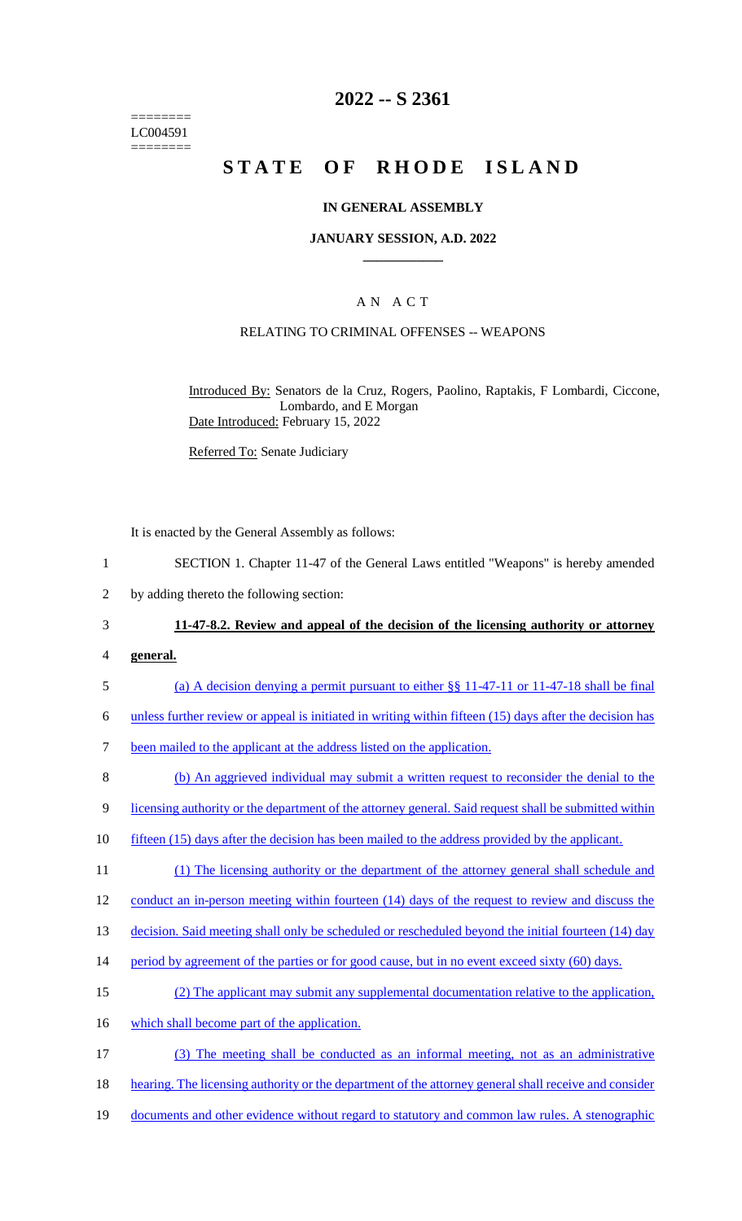========
LC004591
========

# 2022 -- S 2361

# STATE OF RHODE ISLAND

## IN GENERAL ASSEMBLY

## JANUARY SESSION, A.D. 2022

## AN ACT

### RELATING TO CRIMINAL OFFENSES -- WEAPONS

Introduced By: Senators de la Cruz, Rogers, Paolino, Raptakis, F Lombardi, Ciccone, Lombardo, and E Morgan

Date Introduced: February 15, 2022

Referred To: Senate Judiciary

It is enacted by the General Assembly as follows:

1 SECTION 1. Chapter 11-47 of the General Laws entitled "Weapons" is hereby amended
2 by adding thereto the following section:

3 **11-47-8.2. Review and appeal of the decision of the licensing authority or attorney**
4 **general.**

5 (a) A decision denying a permit pursuant to either §§ 11-47-11 or 11-47-18 shall be final
6 unless further review or appeal is initiated in writing within fifteen (15) days after the decision has
7 been mailed to the applicant at the address listed on the application.

8 (b) An aggrieved individual may submit a written request to reconsider the denial to the
9 licensing authority or the department of the attorney general. Said request shall be submitted within
10 fifteen (15) days after the decision has been mailed to the address provided by the applicant.

11 (1) The licensing authority or the department of the attorney general shall schedule and
12 conduct an in-person meeting within fourteen (14) days of the request to review and discuss the
13 decision. Said meeting shall only be scheduled or rescheduled beyond the initial fourteen (14) day
14 period by agreement of the parties or for good cause, but in no event exceed sixty (60) days.

15 (2) The applicant may submit any supplemental documentation relative to the application,
16 which shall become part of the application.

17 (3) The meeting shall be conducted as an informal meeting, not as an administrative
18 hearing. The licensing authority or the department of the attorney general shall receive and consider
19 documents and other evidence without regard to statutory and common law rules. A stenographic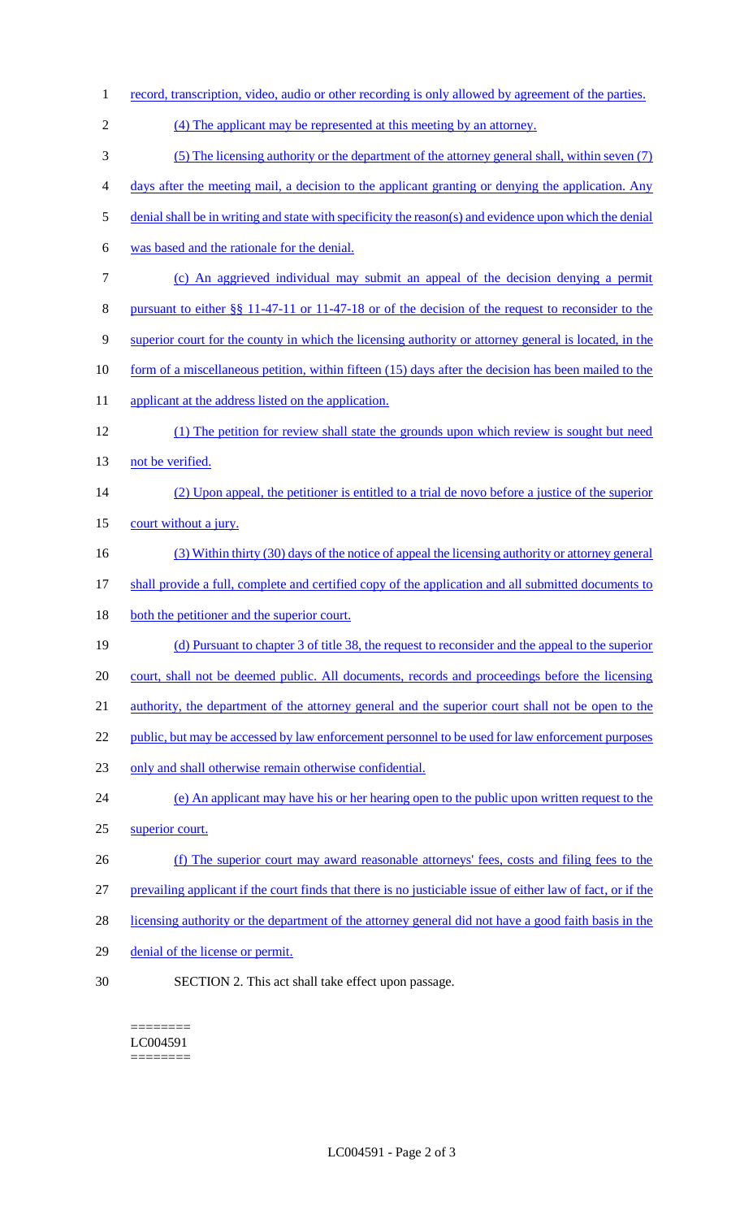record, transcription, video, audio or other recording is only allowed by agreement of the parties.

(4) The applicant may be represented at this meeting by an attorney.

(5) The licensing authority or the department of the attorney general shall, within seven (7) days after the meeting mail, a decision to the applicant granting or denying the application. Any denial shall be in writing and state with specificity the reason(s) and evidence upon which the denial was based and the rationale for the denial.

(c) An aggrieved individual may submit an appeal of the decision denying a permit pursuant to either §§ 11-47-11 or 11-47-18 or of the decision of the request to reconsider to the superior court for the county in which the licensing authority or attorney general is located, in the form of a miscellaneous petition, within fifteen (15) days after the decision has been mailed to the applicant at the address listed on the application.

(1) The petition for review shall state the grounds upon which review is sought but need not be verified.

(2) Upon appeal, the petitioner is entitled to a trial de novo before a justice of the superior court without a jury.

(3) Within thirty (30) days of the notice of appeal the licensing authority or attorney general shall provide a full, complete and certified copy of the application and all submitted documents to both the petitioner and the superior court.

(d) Pursuant to chapter 3 of title 38, the request to reconsider and the appeal to the superior court, shall not be deemed public. All documents, records and proceedings before the licensing authority, the department of the attorney general and the superior court shall not be open to the public, but may be accessed by law enforcement personnel to be used for law enforcement purposes only and shall otherwise remain otherwise confidential.

(e) An applicant may have his or her hearing open to the public upon written request to the superior court.

(f) The superior court may award reasonable attorneys' fees, costs and filing fees to the prevailing applicant if the court finds that there is no justiciable issue of either law of fact, or if the licensing authority or the department of the attorney general did not have a good faith basis in the denial of the license or permit.

SECTION 2. This act shall take effect upon passage.

========
LC004591
========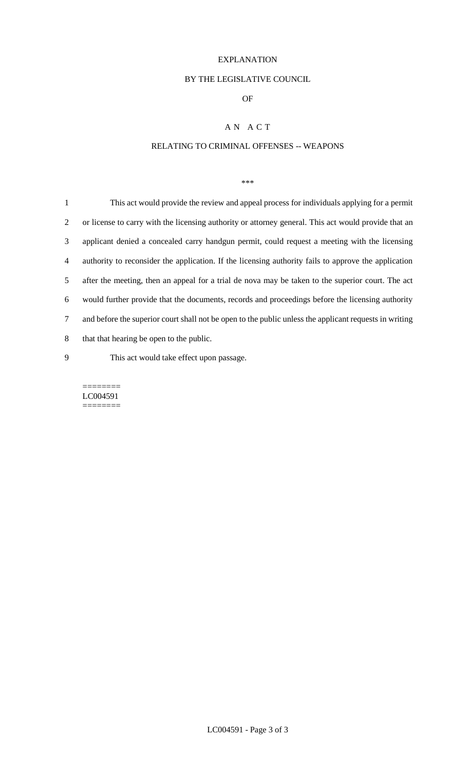EXPLANATION

BY THE LEGISLATIVE COUNCIL

OF

A N A C T

RELATING TO CRIMINAL OFFENSES -- WEAPONS

\*\*\*

1 This act would provide the review and appeal process for individuals applying for a permit
2 or license to carry with the licensing authority or attorney general. This act would provide that an
3 applicant denied a concealed carry handgun permit, could request a meeting with the licensing
4 authority to reconsider the application. If the licensing authority fails to approve the application
5 after the meeting, then an appeal for a trial de nova may be taken to the superior court. The act
6 would further provide that the documents, records and proceedings before the licensing authority
7 and before the superior court shall not be open to the public unless the applicant requests in writing
8 that that hearing be open to the public.

9 This act would take effect upon passage.

========
LC004591
========